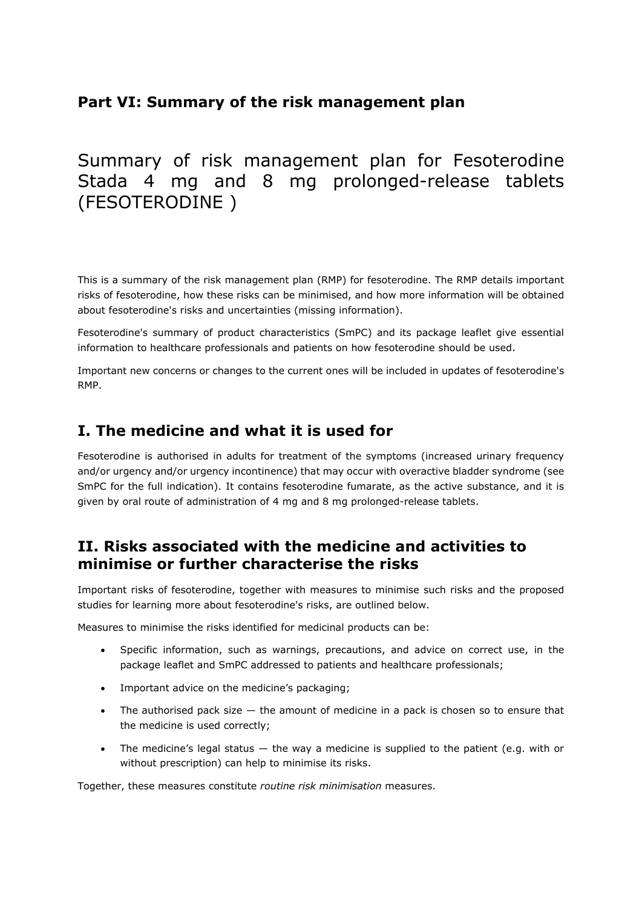## Part VI: Summary of the risk management plan

# Summary of risk management plan for Fesoterodine Stada 4 mg and 8 mg prolonged-release tablets (FESOTERODINE )

This is a summary of the risk management plan (RMP) for fesoterodine. The RMP details important risks of fesoterodine, how these risks can be minimised, and how more information will be obtained about fesoterodine's risks and uncertainties (missing information).

Fesoterodine's summary of product characteristics (SmPC) and its package leaflet give essential information to healthcare professionals and patients on how fesoterodine should be used.

Important new concerns or changes to the current ones will be included in updates of fesoterodine's RMP.

## I. The medicine and what it is used for

Fesoterodine is authorised in adults for treatment of the symptoms (increased urinary frequency and/or urgency and/or urgency incontinence) that may occur with overactive bladder syndrome (see SmPC for the full indication). It contains fesoterodine fumarate, as the active substance, and it is given by oral route of administration of 4 mg and 8 mg prolonged-release tablets.

## II. Risks associated with the medicine and activities to minimise or further characterise the risks

Important risks of fesoterodine, together with measures to minimise such risks and the proposed studies for learning more about fesoterodine's risks, are outlined below.

Measures to minimise the risks identified for medicinal products can be:

- Specific information, such as warnings, precautions, and advice on correct use, in the package leaflet and SmPC addressed to patients and healthcare professionals;
- Important advice on the medicine's packaging;
- The authorised pack size — the amount of medicine in a pack is chosen so to ensure that the medicine is used correctly;
- The medicine's legal status — the way a medicine is supplied to the patient (e.g. with or without prescription) can help to minimise its risks.

Together, these measures constitute *routine risk minimisation* measures.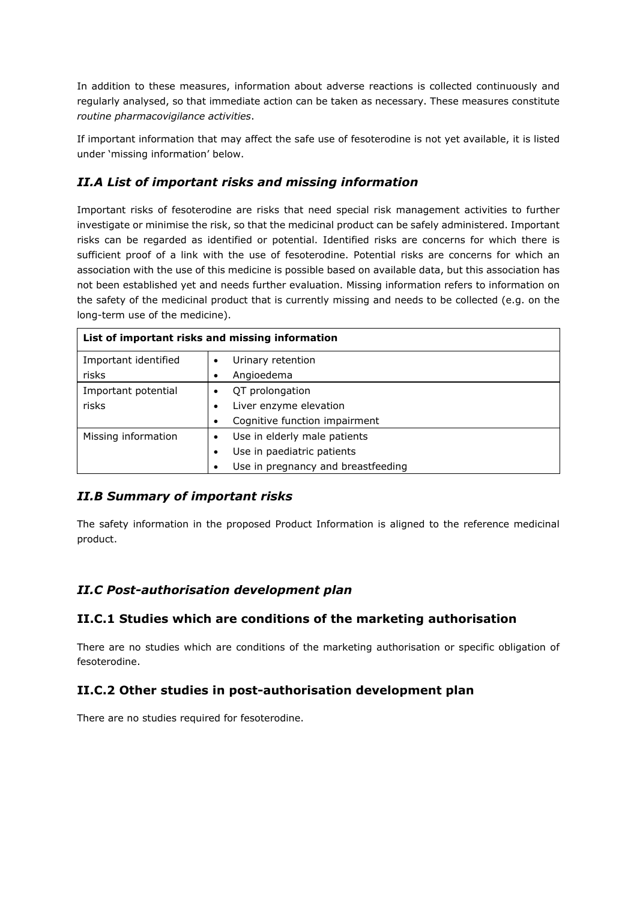In addition to these measures, information about adverse reactions is collected continuously and regularly analysed, so that immediate action can be taken as necessary. These measures constitute *routine pharmacovigilance activities*.

If important information that may affect the safe use of fesoterodine is not yet available, it is listed under 'missing information' below.

## *II.A List of important risks and missing information*

Important risks of fesoterodine are risks that need special risk management activities to further investigate or minimise the risk, so that the medicinal product can be safely administered. Important risks can be regarded as identified or potential. Identified risks are concerns for which there is sufficient proof of a link with the use of fesoterodine. Potential risks are concerns for which an association with the use of this medicine is possible based on available data, but this association has not been established yet and needs further evaluation. Missing information refers to information on the safety of the medicinal product that is currently missing and needs to be collected (e.g. on the long-term use of the medicine).

| **List of important risks and missing information** | |
|---|---|
| Important identified risks | • Urinary retention<br>• Angioedema |
| Important potential risks | • QT prolongation<br>• Liver enzyme elevation<br>• Cognitive function impairment |
| Missing information | • Use in elderly male patients<br>• Use in paediatric patients<br>• Use in pregnancy and breastfeeding |

## *II.B Summary of important risks*

The safety information in the proposed Product Information is aligned to the reference medicinal product.

## *II.C Post-authorisation development plan*

### II.C.1 Studies which are conditions of the marketing authorisation

There are no studies which are conditions of the marketing authorisation or specific obligation of fesoterodine.

### II.C.2 Other studies in post-authorisation development plan

There are no studies required for fesoterodine.